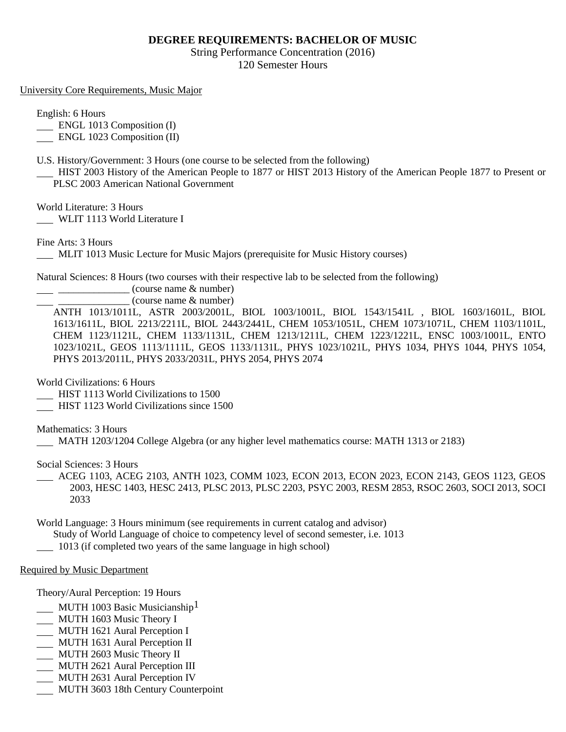**DEGREE REQUIREMENTS: BACHELOR OF MUSIC**

String Performance Concentration (2016)

120 Semester Hours

University Core Requirements, Music Major

English: 6 Hours

___ ENGL 1013 Composition (I)

___ ENGL 1023 Composition (II)

U.S. History/Government: 3 Hours (one course to be selected from the following)

___ HIST 2003 History of the American People to 1877 or HIST 2013 History of the American People 1877 to Present or PLSC 2003 American National Government

World Literature: 3 Hours

___ WLIT 1113 World Literature I

Fine Arts: 3 Hours

___ MLIT 1013 Music Lecture for Music Majors (prerequisite for Music History courses)

Natural Sciences: 8 Hours (two courses with their respective lab to be selected from the following)

___ ______________ (course name & number)

___ ______________ (course name & number)

ANTH 1013/1011L, ASTR 2003/2001L, BIOL 1003/1001L, BIOL 1543/1541L , BIOL 1603/1601L, BIOL 1613/1611L, BIOL 2213/2211L, BIOL 2443/2441L, CHEM 1053/1051L, CHEM 1073/1071L, CHEM 1103/1101L, CHEM 1123/1121L, CHEM 1133/1131L, CHEM 1213/1211L, CHEM 1223/1221L, ENSC 1003/1001L, ENTO 1023/1021L, GEOS 1113/1111L, GEOS 1133/1131L, PHYS 1023/1021L, PHYS 1034, PHYS 1044, PHYS 1054, PHYS 2013/2011L, PHYS 2033/2031L, PHYS 2054, PHYS 2074

World Civilizations: 6 Hours

___ HIST 1113 World Civilizations to 1500

___ HIST 1123 World Civilizations since 1500

Mathematics: 3 Hours

___ MATH 1203/1204 College Algebra (or any higher level mathematics course: MATH 1313 or 2183)

Social Sciences: 3 Hours

___ ACEG 1103, ACEG 2103, ANTH 1023, COMM 1023, ECON 2013, ECON 2023, ECON 2143, GEOS 1123, GEOS 2003, HESC 1403, HESC 2413, PLSC 2013, PLSC 2203, PSYC 2003, RESM 2853, RSOC 2603, SOCI 2013, SOCI 2033

World Language: 3 Hours minimum (see requirements in current catalog and advisor)

Study of World Language of choice to competency level of second semester, i.e. 1013

___ 1013 (if completed two years of the same language in high school)

Required by Music Department

Theory/Aural Perception: 19 Hours

___ MUTH 1003 Basic Musicianship[1]

___ MUTH 1603 Music Theory I

___ MUTH 1621 Aural Perception I

___ MUTH 1631 Aural Perception II

___ MUTH 2603 Music Theory II

___ MUTH 2621 Aural Perception III

___ MUTH 2631 Aural Perception IV

___ MUTH 3603 18th Century Counterpoint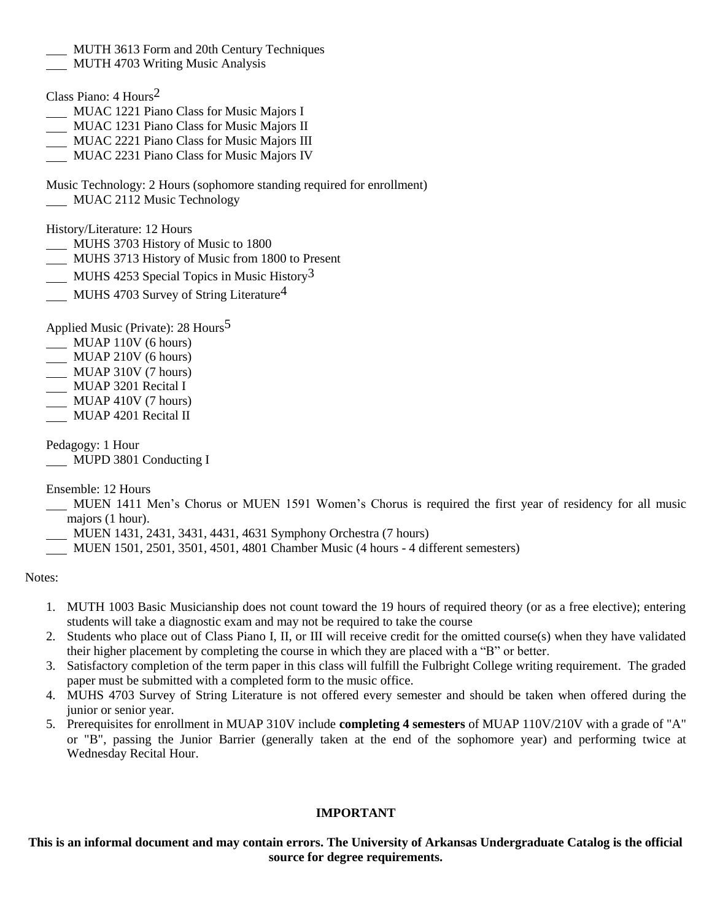___ MUTH 3613 Form and 20th Century Techniques
___ MUTH 4703 Writing Music Analysis

Class Piano: 4 Hours[2]
___ MUAC 1221 Piano Class for Music Majors I
___ MUAC 1231 Piano Class for Music Majors II
___ MUAC 2221 Piano Class for Music Majors III
___ MUAC 2231 Piano Class for Music Majors IV

Music Technology: 2 Hours (sophomore standing required for enrollment)
___ MUAC 2112 Music Technology

History/Literature: 12 Hours
___ MUHS 3703 History of Music to 1800
___ MUHS 3713 History of Music from 1800 to Present
___ MUHS 4253 Special Topics in Music History[3]
___ MUHS 4703 Survey of String Literature[4]

Applied Music (Private): 28 Hours[5]
___ MUAP 110V (6 hours)
___ MUAP 210V (6 hours)
___ MUAP 310V (7 hours)
___ MUAP 3201 Recital I
___ MUAP 410V (7 hours)
___ MUAP 4201 Recital II

Pedagogy: 1 Hour
___ MUPD 3801 Conducting I

Ensemble: 12 Hours
___ MUEN 1411 Men's Chorus or MUEN 1591 Women's Chorus is required the first year of residency for all music majors (1 hour).
___ MUEN 1431, 2431, 3431, 4431, 4631 Symphony Orchestra (7 hours)
___ MUEN 1501, 2501, 3501, 4501, 4801 Chamber Music (4 hours - 4 different semesters)

Notes:

1. MUTH 1003 Basic Musicianship does not count toward the 19 hours of required theory (or as a free elective); entering students will take a diagnostic exam and may not be required to take the course
2. Students who place out of Class Piano I, II, or III will receive credit for the omitted course(s) when they have validated their higher placement by completing the course in which they are placed with a "B" or better.
3. Satisfactory completion of the term paper in this class will fulfill the Fulbright College writing requirement. The graded paper must be submitted with a completed form to the music office.
4. MUHS 4703 Survey of String Literature is not offered every semester and should be taken when offered during the junior or senior year.
5. Prerequisites for enrollment in MUAP 310V include **completing 4 semesters** of MUAP 110V/210V with a grade of "A" or "B", passing the Junior Barrier (generally taken at the end of the sophomore year) and performing twice at Wednesday Recital Hour.

**IMPORTANT**

**This is an informal document and may contain errors. The University of Arkansas Undergraduate Catalog is the official source for degree requirements.**